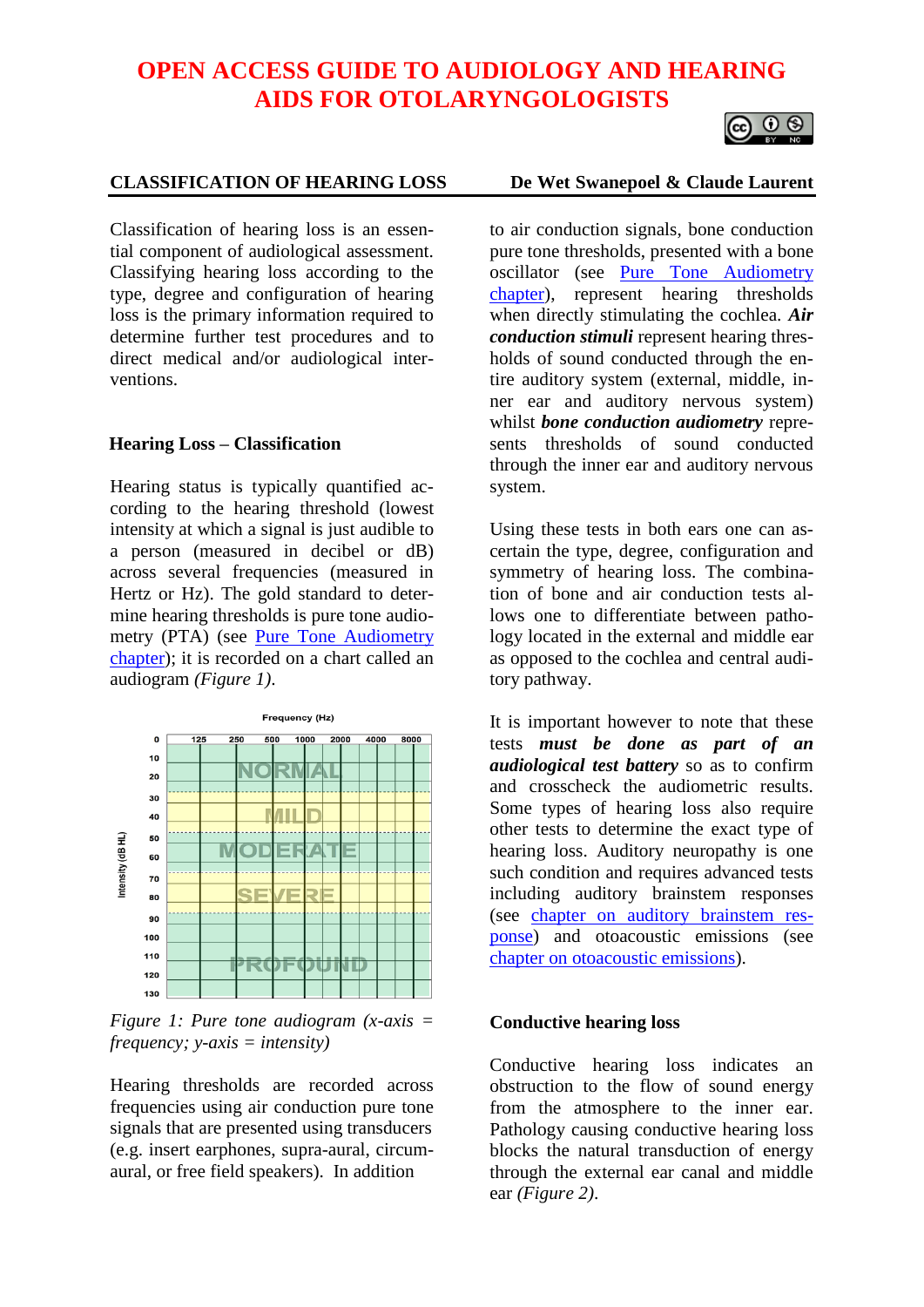# OPEN ACCESS GUIDE TO AUDIOLOGY AND HEARING AIDS FOR OTOLARYNGOLOGISTS

**CLASSIFICATION OF HEARING LOSS** — **De Wet Swanepoel & Claude Laurent**

Classification of hearing loss is an essential component of audiological assessment. Classifying hearing loss according to the type, degree and configuration of hearing loss is the primary information required to determine further test procedures and to direct medical and/or audiological interventions.

## Hearing Loss – Classification

Hearing status is typically quantified according to the hearing threshold (lowest intensity at which a signal is just audible to a person (measured in decibel or dB) across several frequencies (measured in Hertz or Hz). The gold standard to determine hearing thresholds is pure tone audiometry (PTA) (see [Pure Tone Audiometry chapter]()); it is recorded on a chart called an audiogram *(Figure 1)*.

*Figure 1: Pure tone audiogram (x-axis = frequency; y-axis = intensity)*

Hearing thresholds are recorded across frequencies using air conduction pure tone signals that are presented using transducers (e.g. insert earphones, supra-aural, circumaural, or free field speakers). In addition to air conduction signals, bone conduction pure tone thresholds, presented with a bone oscillator (see [Pure Tone Audiometry chapter]()), represent hearing thresholds when directly stimulating the cochlea. ***Air conduction stimuli*** represent hearing thresholds of sound conducted through the entire auditory system (external, middle, inner ear and auditory nervous system) whilst ***bone conduction audiometry*** represents thresholds of sound conducted through the inner ear and auditory nervous system.

Using these tests in both ears one can ascertain the type, degree, configuration and symmetry of hearing loss. The combination of bone and air conduction tests allows one to differentiate between pathology located in the external and middle ear as opposed to the cochlea and central auditory pathway.

It is important however to note that these tests ***must be done as part of an audiological test battery*** so as to confirm and crosscheck the audiometric results. Some types of hearing loss also require other tests to determine the exact type of hearing loss. Auditory neuropathy is one such condition and requires advanced tests including auditory brainstem responses (see [chapter on auditory brainstem response]()) and otoacoustic emissions (see [chapter on otoacoustic emissions]()).

## Conductive hearing loss

Conductive hearing loss indicates an obstruction to the flow of sound energy from the atmosphere to the inner ear. Pathology causing conductive hearing loss blocks the natural transduction of energy through the external ear canal and middle ear *(Figure 2)*.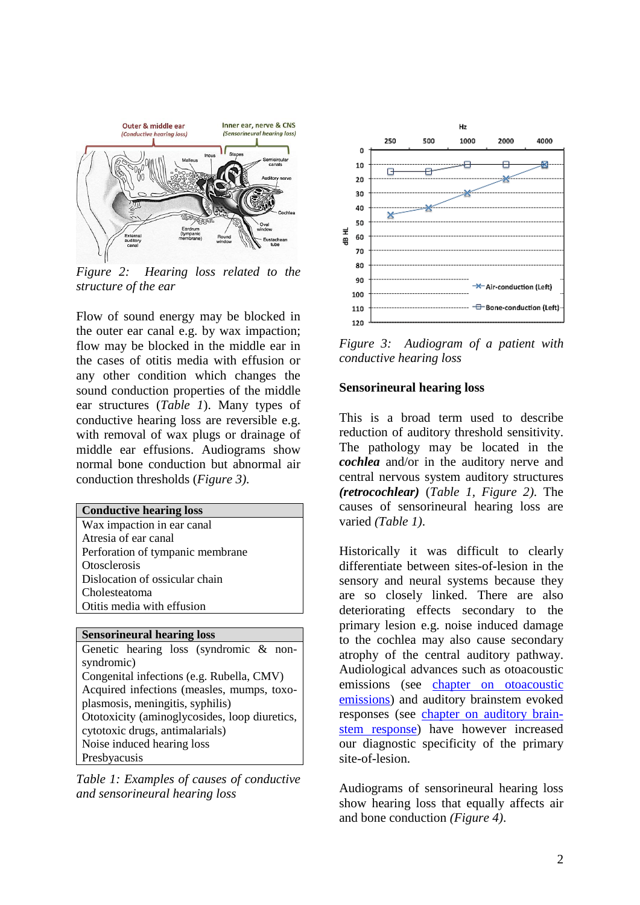*Figure 2: Hearing loss related to the structure of the ear*

Flow of sound energy may be blocked in the outer ear canal e.g. by wax impaction; flow may be blocked in the middle ear in the cases of otitis media with effusion or any other condition which changes the sound conduction properties of the middle ear structures (*Table 1*). Many types of conductive hearing loss are reversible e.g. with removal of wax plugs or drainage of middle ear effusions. Audiograms show normal bone conduction but abnormal air conduction thresholds (*Figure 3).*

| **Conductive hearing loss** |
|---|
| Wax impaction in ear canal |
| Atresia of ear canal |
| Perforation of tympanic membrane |
| Otosclerosis |
| Dislocation of ossicular chain |
| Cholesteatoma |
| Otitis media with effusion |

| **Sensorineural hearing loss** |
|---|
| Genetic hearing loss (syndromic & non-syndromic) |
| Congenital infections (e.g. Rubella, CMV) |
| Acquired infections (measles, mumps, toxoplasmosis, meningitis, syphilis) |
| Ototoxicity (aminoglycosides, loop diuretics, cytotoxic drugs, antimalarials) |
| Noise induced hearing loss |
| Presbyacusis |

*Table 1: Examples of causes of conductive and sensorineural hearing loss*

*Figure 3: Audiogram of a patient with conductive hearing loss*

## Sensorineural hearing loss

This is a broad term used to describe reduction of auditory threshold sensitivity. The pathology may be located in the ***cochlea*** and/or in the auditory nerve and central nervous system auditory structures ***(retrocochlear)*** (*Table 1, Figure 2).* The causes of sensorineural hearing loss are varied *(Table 1).*

Historically it was difficult to clearly differentiate between sites-of-lesion in the sensory and neural systems because they are so closely linked. There are also deteriorating effects secondary to the primary lesion e.g. noise induced damage to the cochlea may also cause secondary atrophy of the central auditory pathway. Audiological advances such as otoacoustic emissions (see chapter on otoacoustic emissions) and auditory brainstem evoked responses (see chapter on auditory brainstem response) have however increased our diagnostic specificity of the primary site-of-lesion.

Audiograms of sensorineural hearing loss show hearing loss that equally affects air and bone conduction *(Figure 4).*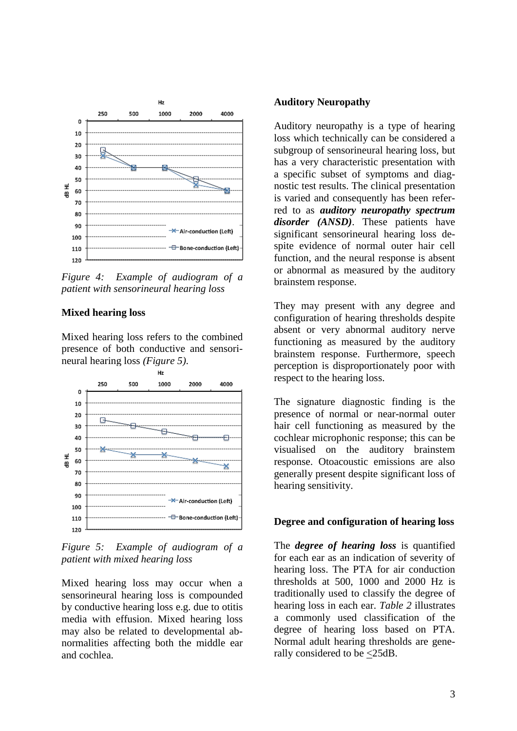*Figure 4: Example of audiogram of a patient with sensorineural hearing loss*

**Mixed hearing loss**

Mixed hearing loss refers to the combined presence of both conductive and sensorineural hearing loss *(Figure 5).*

*Figure 5: Example of audiogram of a patient with mixed hearing loss*

Mixed hearing loss may occur when a sensorineural hearing loss is compounded by conductive hearing loss e.g. due to otitis media with effusion. Mixed hearing loss may also be related to developmental abnormalities affecting both the middle ear and cochlea.

**Auditory Neuropathy**

Auditory neuropathy is a type of hearing loss which technically can be considered a subgroup of sensorineural hearing loss, but has a very characteristic presentation with a specific subset of symptoms and diagnostic test results. The clinical presentation is varied and consequently has been referred to as ***auditory neuropathy spectrum disorder (ANSD)***. These patients have significant sensorineural hearing loss despite evidence of normal outer hair cell function, and the neural response is absent or abnormal as measured by the auditory brainstem response.

They may present with any degree and configuration of hearing thresholds despite absent or very abnormal auditory nerve functioning as measured by the auditory brainstem response. Furthermore, speech perception is disproportionately poor with respect to the hearing loss.

The signature diagnostic finding is the presence of normal or near-normal outer hair cell functioning as measured by the cochlear microphonic response; this can be visualised on the auditory brainstem response. Otoacoustic emissions are also generally present despite significant loss of hearing sensitivity.

**Degree and configuration of hearing loss**

The ***degree of hearing loss*** is quantified for each ear as an indication of severity of hearing loss. The PTA for air conduction thresholds at 500, 1000 and 2000 Hz is traditionally used to classify the degree of hearing loss in each ear. *Table 2* illustrates a commonly used classification of the degree of hearing loss based on PTA. Normal adult hearing thresholds are generally considered to be $\leq$25dB.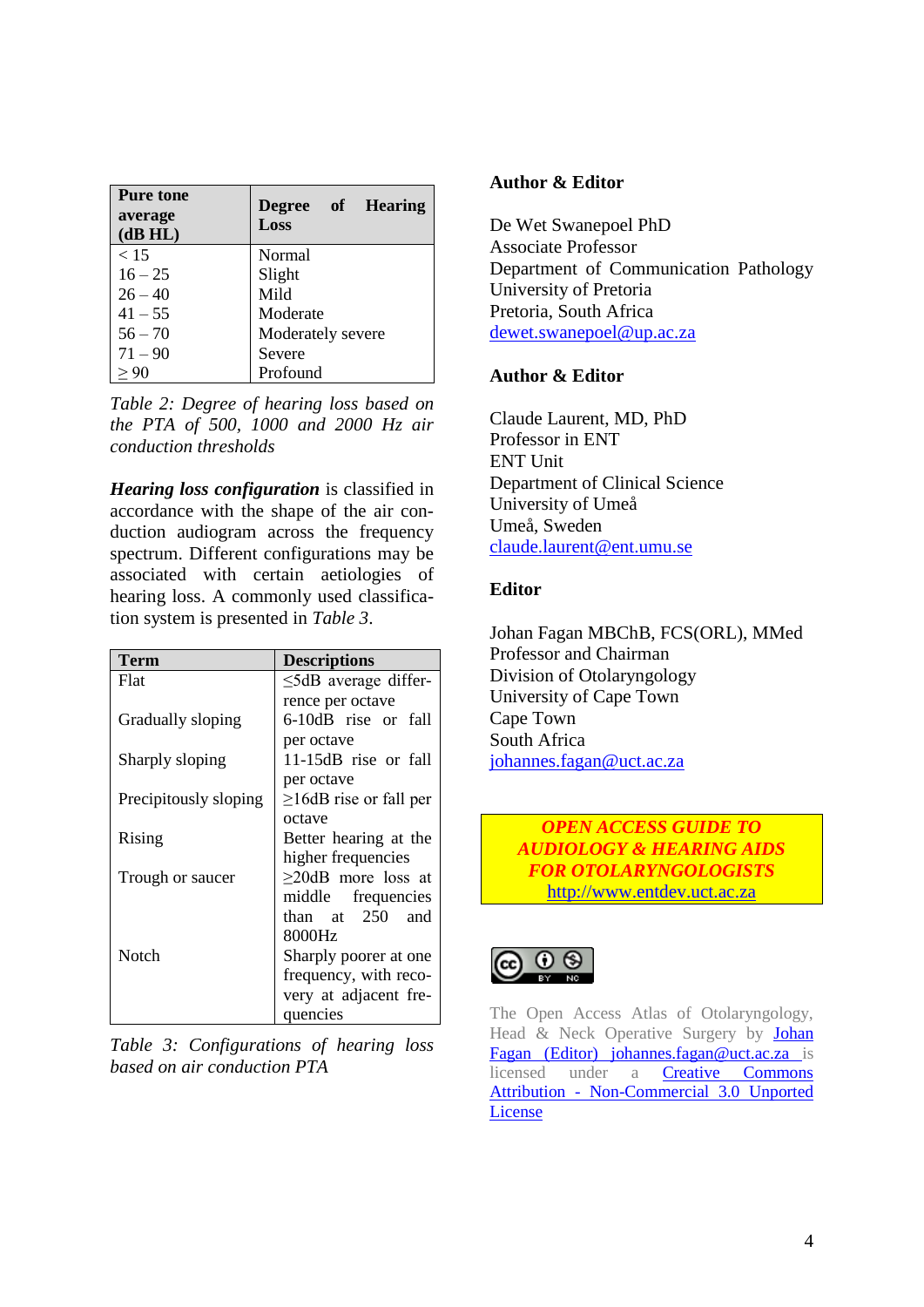| Pure tone average (dB HL) | Degree of Hearing Loss |
|---|---|
| < 15 | Normal |
| 16 – 25 | Slight |
| 26 – 40 | Mild |
| 41 – 55 | Moderate |
| 56 – 70 | Moderately severe |
| 71 – 90 | Severe |
| ≥ 90 | Profound |

*Table 2: Degree of hearing loss based on the PTA of 500, 1000 and 2000 Hz air conduction thresholds*

***Hearing loss configuration*** is classified in accordance with the shape of the air conduction audiogram across the frequency spectrum. Different configurations may be associated with certain aetiologies of hearing loss. A commonly used classification system is presented in *Table 3*.

| Term | Descriptions |
|---|---|
| Flat | ≤5dB average differrence per octave |
| Gradually sloping | 6-10dB rise or fall per octave |
| Sharply sloping | 11-15dB rise or fall per octave |
| Precipitously sloping | ≥16dB rise or fall per octave |
| Rising | Better hearing at the higher frequencies |
| Trough or saucer | ≥20dB more loss at middle frequencies than at 250 and 8000Hz |
| Notch | Sharply poorer at one frequency, with recovery at adjacent frequencies |

*Table 3: Configurations of hearing loss based on air conduction PTA*

**Author & Editor**

De Wet Swanepoel PhD
Associate Professor
Department of Communication Pathology
University of Pretoria
Pretoria, South Africa
dewet.swanepoel@up.ac.za

**Author & Editor**

Claude Laurent, MD, PhD
Professor in ENT
ENT Unit
Department of Clinical Science
University of Umeå
Umeå, Sweden
claude.laurent@ent.umu.se

**Editor**

Johan Fagan MBChB, FCS(ORL), MMed
Professor and Chairman
Division of Otolaryngology
University of Cape Town
Cape Town
South Africa
johannes.fagan@uct.ac.za

***OPEN ACCESS GUIDE TO AUDIOLOGY & HEARING AIDS FOR OTOLARYNGOLOGISTS***
http://www.entdev.uct.ac.za

The Open Access Atlas of Otolaryngology, Head & Neck Operative Surgery by Johan Fagan (Editor) johannes.fagan@uct.ac.za is licensed under a Creative Commons Attribution - Non-Commercial 3.0 Unported License